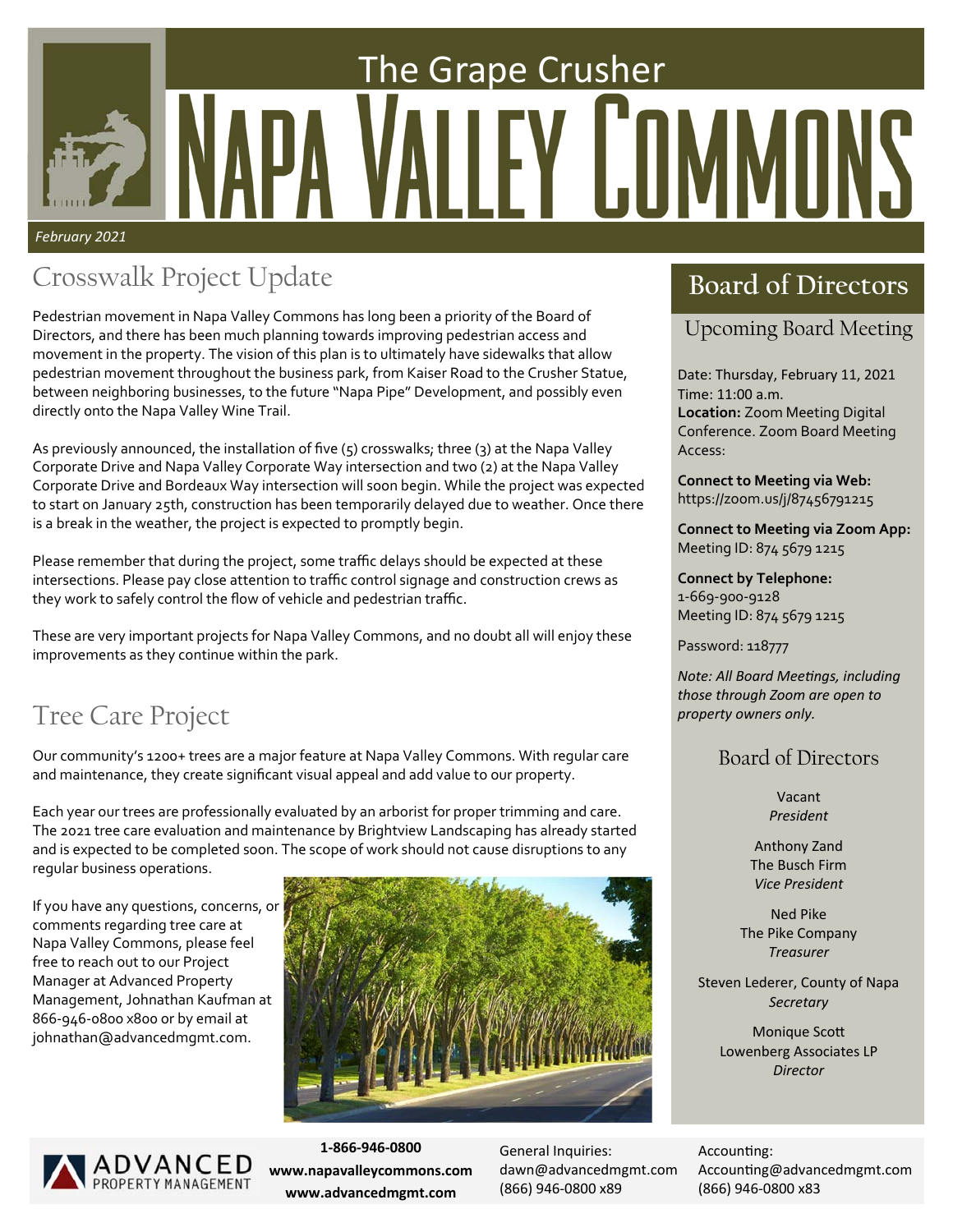# The Grape Crusher

# Napa Valley Commons

*February 2021*

## Crosswalk Project Update

Pedestrian movement in Napa Valley Commons has long been a priority of the Board of Directors, and there has been much planning towards improving pedestrian access and movement in the property. The vision of this plan is to ultimately have sidewalks that allow pedestrian movement throughout the business park, from Kaiser Road to the Crusher Statue, between neighboring businesses, to the future "Napa Pipe" Development, and possibly even directly onto the Napa Valley Wine Trail.

As previously announced, the installation of five (5) crosswalks; three (3) at the Napa Valley Corporate Drive and Napa Valley Corporate Way intersection and two (2) at the Napa Valley Corporate Drive and Bordeaux Way intersection will soon begin. While the project was expected to start on January 25th, construction has been temporarily delayed due to weather. Once there is a break in the weather, the project is expected to promptly begin.

Please remember that during the project, some traffic delays should be expected at these intersections. Please pay close attention to traffic control signage and construction crews as they work to safely control the flow of vehicle and pedestrian traffic.

These are very important projects for Napa Valley Commons, and no doubt all will enjoy these improvements as they continue within the park.

## Tree Care Project

Our community's 1200+ trees are a major feature at Napa Valley Commons. With regular care and maintenance, they create significant visual appeal and add value to our property.

Each year our trees are professionally evaluated by an arborist for proper trimming and care. The 2021 tree care evaluation and maintenance by Brightview Landscaping has already started and is expected to be completed soon. The scope of work should not cause disruptions to any regular business operations.

If you have any questions, concerns, or comments regarding tree care at Napa Valley Commons, please feel free to reach out to our Project Manager at Advanced Property Management, Johnathan Kaufman at 866-946-0800 x800 or by email at johnathan@advancedmgmt.com.

## Board of Directors

### Upcoming Board Meeting

Date: Thursday, February 11, 2021
Time: 11:00 a.m.
**Location:** Zoom Meeting Digital Conference. Zoom Board Meeting Access:

**Connect to Meeting via Web:**
https://zoom.us/j/87456791215

**Connect to Meeting via Zoom App:**
Meeting ID: 874 5679 1215

**Connect by Telephone:**
1-669-900-9128
Meeting ID: 874 5679 1215

Password: 118777

*Note: All Board Meetings, including those through Zoom are open to property owners only.*

### Board of Directors

Vacant
*President*

Anthony Zand
The Busch Firm
*Vice President*

Ned Pike
The Pike Company
*Treasurer*

Steven Lederer, County of Napa
*Secretary*

Monique Scott
Lowenberg Associates LP
*Director*

ADVANCED PROPERTY MANAGEMENT

**1-866-946-0800**
**www.napavalleycommons.com**
**www.advancedmgmt.com**

General Inquiries:
dawn@advancedmgmt.com
(866) 946-0800 x89

Accounting:
Accounting@advancedmgmt.com
(866) 946-0800 x83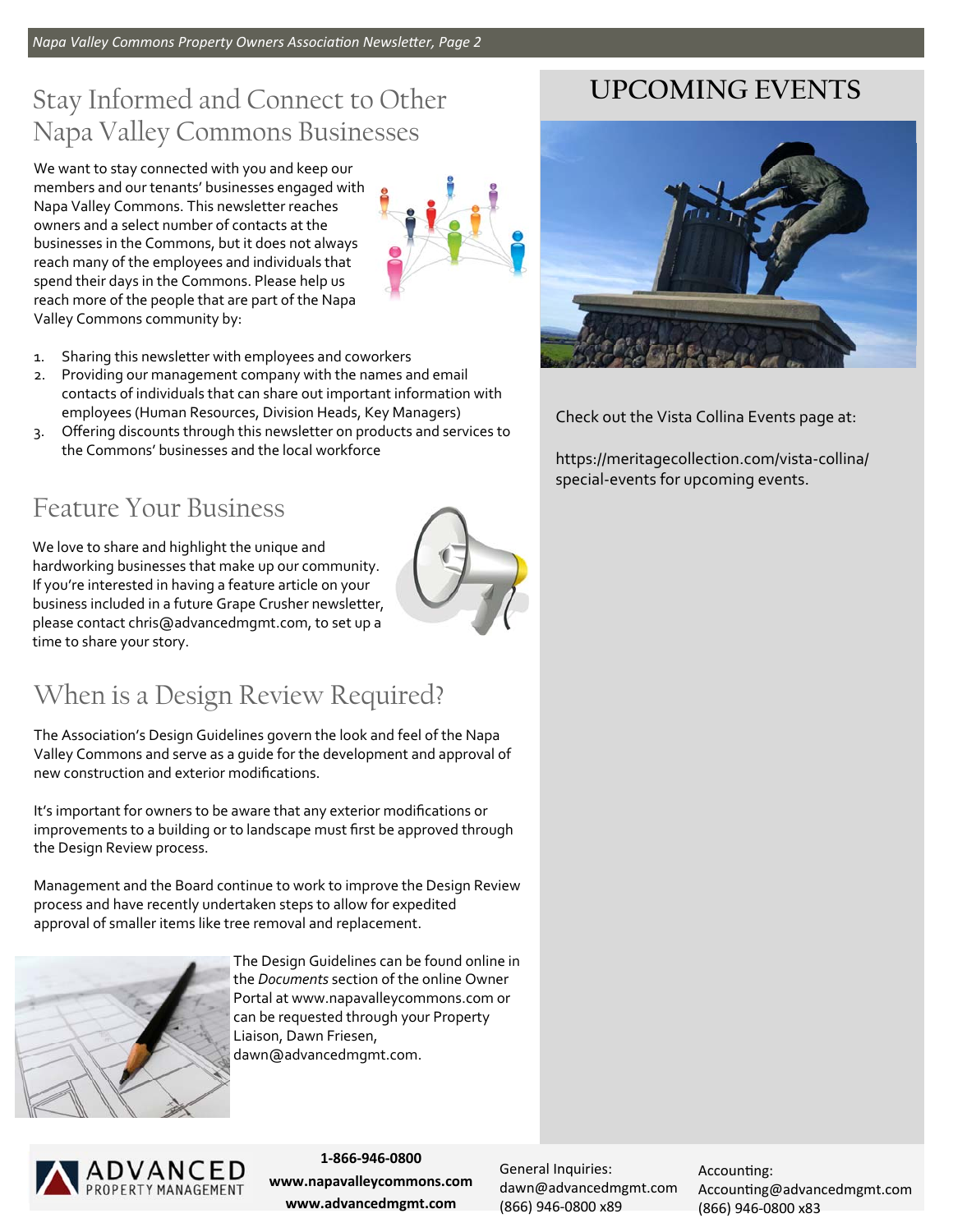## Stay Informed and Connect to Other Napa Valley Commons Businesses

We want to stay connected with you and keep our members and our tenants' businesses engaged with Napa Valley Commons. This newsletter reaches owners and a select number of contacts at the businesses in the Commons, but it does not always reach many of the employees and individuals that spend their days in the Commons. Please help us reach more of the people that are part of the Napa Valley Commons community by:

1. Sharing this newsletter with employees and coworkers
2. Providing our management company with the names and email contacts of individuals that can share out important information with employees (Human Resources, Division Heads, Key Managers)
3. Offering discounts through this newsletter on products and services to the Commons' businesses and the local workforce

## Feature Your Business

We love to share and highlight the unique and hardworking businesses that make up our community. If you're interested in having a feature article on your business included in a future Grape Crusher newsletter, please contact chris@advancedmgmt.com, to set up a time to share your story.

## When is a Design Review Required?

The Association's Design Guidelines govern the look and feel of the Napa Valley Commons and serve as a guide for the development and approval of new construction and exterior modifications.

It's important for owners to be aware that any exterior modifications or improvements to a building or to landscape must first be approved through the Design Review process.

Management and the Board continue to work to improve the Design Review process and have recently undertaken steps to allow for expedited approval of smaller items like tree removal and replacement.

The Design Guidelines can be found online in the *Documents* section of the online Owner Portal at www.napavalleycommons.com or can be requested through your Property Liaison, Dawn Friesen, dawn@advancedmgmt.com.

## UPCOMING EVENTS

Check out the Vista Collina Events page at:

https://meritagecollection.com/vista-collina/special-events for upcoming events.

ADVANCED PROPERTY MANAGEMENT

**1-866-946-0800**
**www.napavalleycommons.com**
**www.advancedmgmt.com**

General Inquiries:
dawn@advancedmgmt.com
(866) 946-0800 x89

Accounting:
Accounting@advancedmgmt.com
(866) 946-0800 x83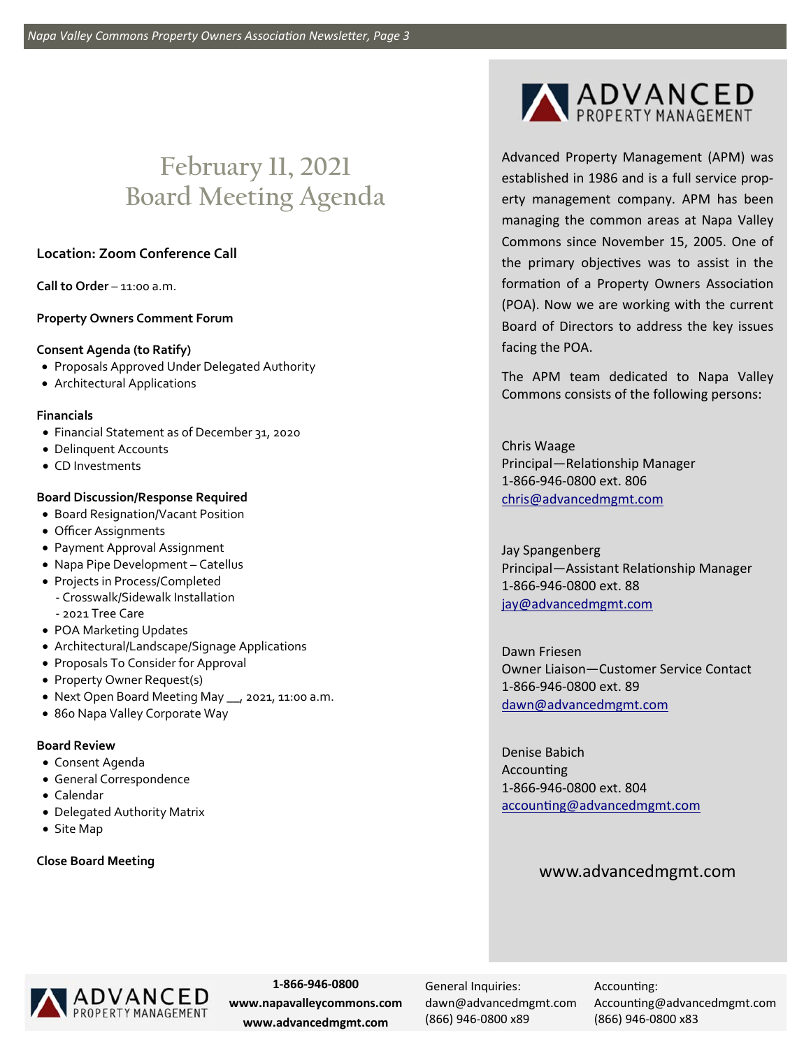# February 11, 2021 Board Meeting Agenda

**Location: Zoom Conference Call**

**Call to Order** – 11:00 a.m.

**Property Owners Comment Forum**

**Consent Agenda (to Ratify)**

- Proposals Approved Under Delegated Authority
- Architectural Applications

**Financials**

- Financial Statement as of December 31, 2020
- Delinquent Accounts
- CD Investments

**Board Discussion/Response Required**

- Board Resignation/Vacant Position
- Officer Assignments
- Payment Approval Assignment
- Napa Pipe Development – Catellus
- Projects in Process/Completed
  - Crosswalk/Sidewalk Installation
  - 2021 Tree Care
- POA Marketing Updates
- Architectural/Landscape/Signage Applications
- Proposals To Consider for Approval
- Property Owner Request(s)
- Next Open Board Meeting May __, 2021, 11:00 a.m.
- 860 Napa Valley Corporate Way

**Board Review**

- Consent Agenda
- General Correspondence
- Calendar
- Delegated Authority Matrix
- Site Map

**Close Board Meeting**

ADVANCED PROPERTY MANAGEMENT

Advanced Property Management (APM) was established in 1986 and is a full service property management company. APM has been managing the common areas at Napa Valley Commons since November 15, 2005. One of the primary objectives was to assist in the formation of a Property Owners Association (POA). Now we are working with the current Board of Directors to address the key issues facing the POA.

The APM team dedicated to Napa Valley Commons consists of the following persons:

Chris Waage
Principal—Relationship Manager
1-866-946-0800 ext. 806
chris@advancedmgmt.com

Jay Spangenberg
Principal—Assistant Relationship Manager
1-866-946-0800 ext. 88
jay@advancedmgmt.com

Dawn Friesen
Owner Liaison—Customer Service Contact
1-866-946-0800 ext. 89
dawn@advancedmgmt.com

Denise Babich
Accounting
1-866-946-0800 ext. 804
accounting@advancedmgmt.com

www.advancedmgmt.com

ADVANCED PROPERTY MANAGEMENT

**1-866-946-0800**
**www.napavalleycommons.com**
**www.advancedmgmt.com**

General Inquiries:
dawn@advancedmgmt.com
(866) 946-0800 x89

Accounting:
Accounting@advancedmgmt.com
(866) 946-0800 x83